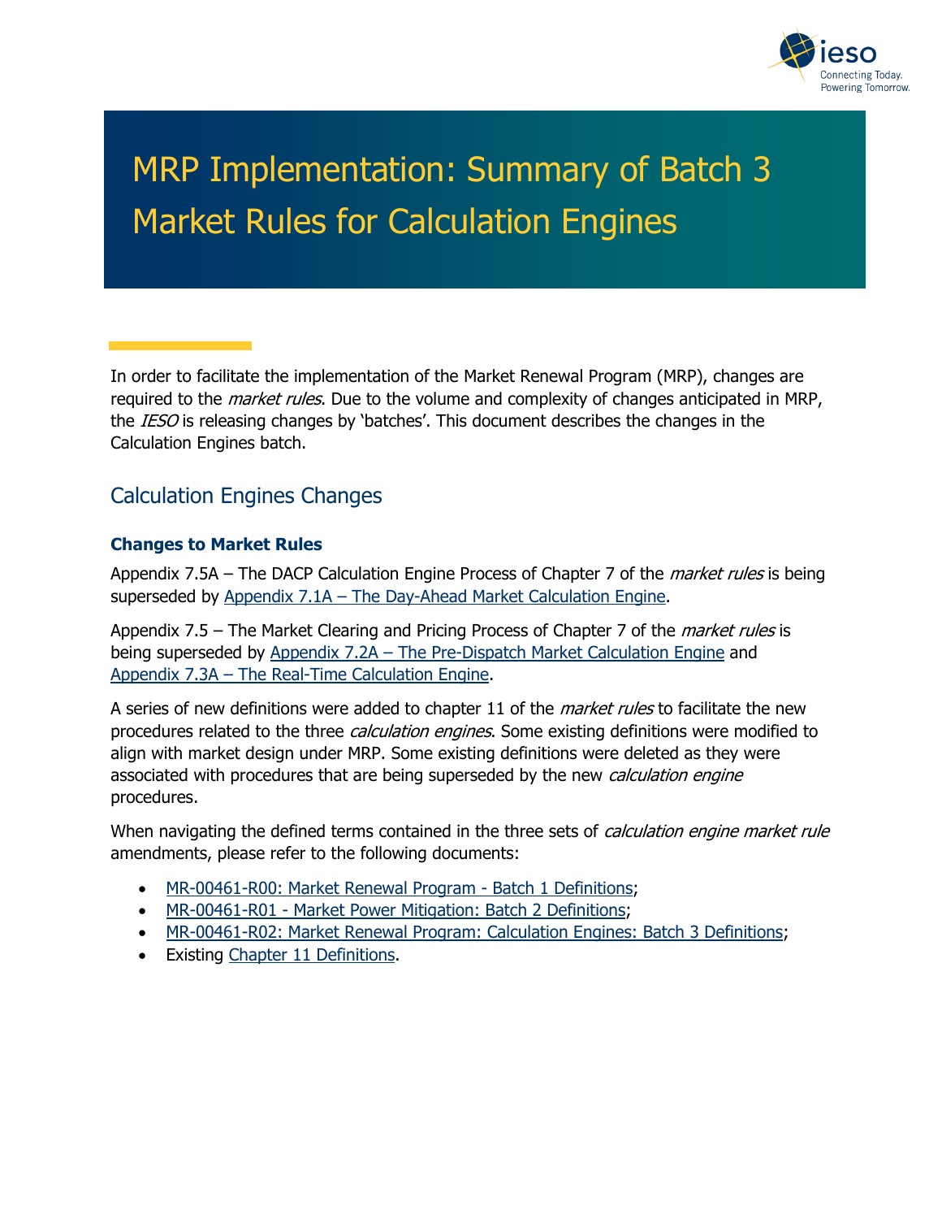# MRP Implementation: Summary of Batch 3 Market Rules for Calculation Engines

In order to facilitate the implementation of the Market Renewal Program (MRP), changes are required to the *market rules*. Due to the volume and complexity of changes anticipated in MRP, the *IESO* is releasing changes by 'batches'. This document describes the changes in the Calculation Engines batch.

## Calculation Engines Changes

### Changes to Market Rules

Appendix 7.5A – The DACP Calculation Engine Process of Chapter 7 of the *market rules* is being superseded by Appendix 7.1A – The Day-Ahead Market Calculation Engine.

Appendix 7.5 – The Market Clearing and Pricing Process of Chapter 7 of the *market rules* is being superseded by Appendix 7.2A – The Pre-Dispatch Market Calculation Engine and Appendix 7.3A – The Real-Time Calculation Engine.

A series of new definitions were added to chapter 11 of the *market rules* to facilitate the new procedures related to the three *calculation engines*. Some existing definitions were modified to align with market design under MRP. Some existing definitions were deleted as they were associated with procedures that are being superseded by the new *calculation engine* procedures.

When navigating the defined terms contained in the three sets of *calculation engine market rule* amendments, please refer to the following documents:

- MR-00461-R00: Market Renewal Program - Batch 1 Definitions;
- MR-00461-R01 - Market Power Mitigation: Batch 2 Definitions;
- MR-00461-R02: Market Renewal Program: Calculation Engines: Batch 3 Definitions;
- Existing Chapter 11 Definitions.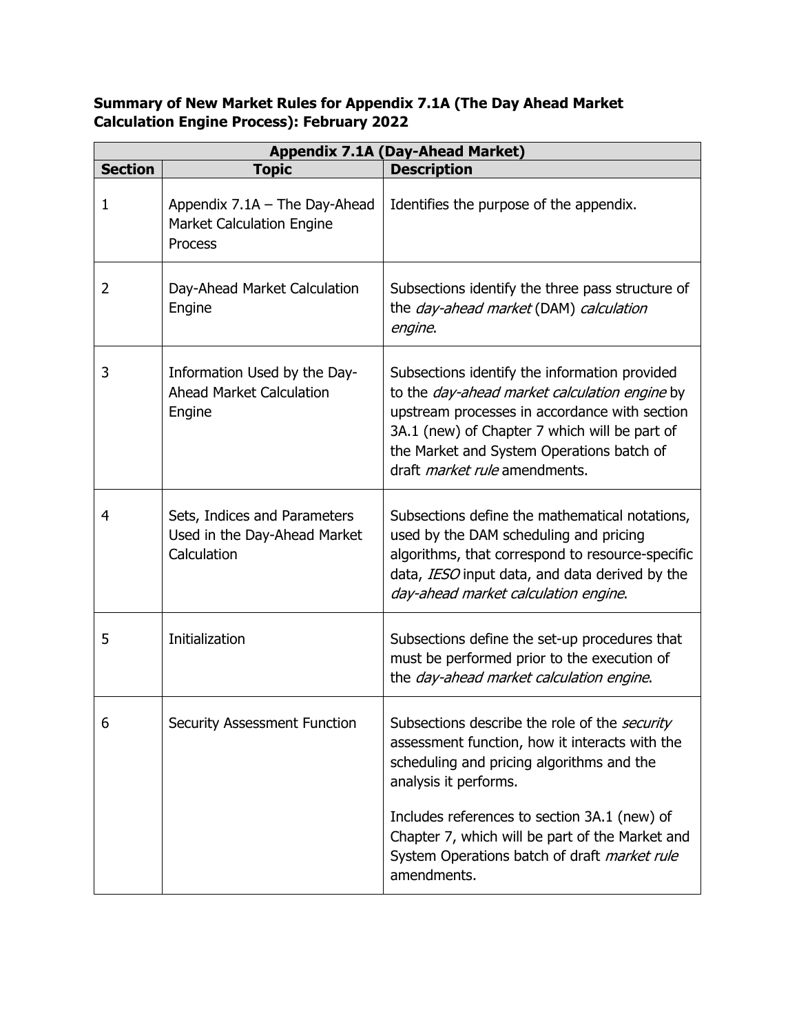**Summary of New Market Rules for Appendix 7.1A (The Day Ahead Market Calculation Engine Process): February 2022**

| Appendix 7.1A (Day-Ahead Market) | | |
|---|---|---|
| **Section** | **Topic** | **Description** |
| 1 | Appendix 7.1A – The Day-Ahead Market Calculation Engine Process | Identifies the purpose of the appendix. |
| 2 | Day-Ahead Market Calculation Engine | Subsections identify the three pass structure of the *day-ahead market* (DAM) *calculation engine*. |
| 3 | Information Used by the Day-Ahead Market Calculation Engine | Subsections identify the information provided to the *day-ahead market calculation engine* by upstream processes in accordance with section 3A.1 (new) of Chapter 7 which will be part of the Market and System Operations batch of draft *market rule* amendments. |
| 4 | Sets, Indices and Parameters Used in the Day-Ahead Market Calculation | Subsections define the mathematical notations, used by the DAM scheduling and pricing algorithms, that correspond to resource-specific data, *IESO* input data, and data derived by the *day-ahead market calculation engine*. |
| 5 | Initialization | Subsections define the set-up procedures that must be performed prior to the execution of the *day-ahead market calculation engine*. |
| 6 | Security Assessment Function | Subsections describe the role of the *security* assessment function, how it interacts with the scheduling and pricing algorithms and the analysis it performs.<br><br>Includes references to section 3A.1 (new) of Chapter 7, which will be part of the Market and System Operations batch of draft *market rule* amendments. |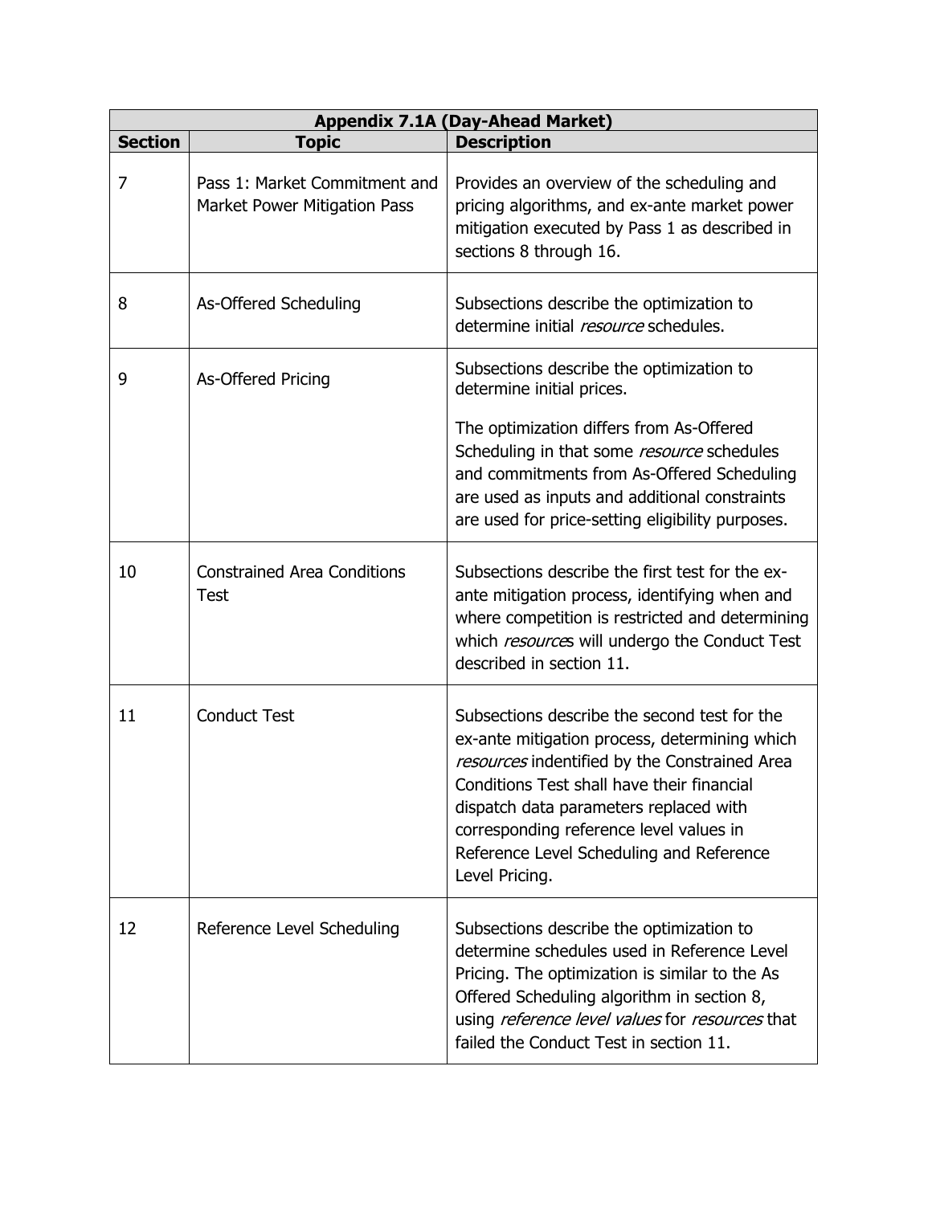| Appendix 7.1A (Day-Ahead Market) | | |
|---|---|---|
| **Section** | **Topic** | **Description** |
| 7 | Pass 1: Market Commitment and Market Power Mitigation Pass | Provides an overview of the scheduling and pricing algorithms, and ex-ante market power mitigation executed by Pass 1 as described in sections 8 through 16. |
| 8 | As-Offered Scheduling | Subsections describe the optimization to determine initial *resource* schedules. |
| 9 | As-Offered Pricing | Subsections describe the optimization to determine initial prices. The optimization differs from As-Offered Scheduling in that some *resource* schedules and commitments from As-Offered Scheduling are used as inputs and additional constraints are used for price-setting eligibility purposes. |
| 10 | Constrained Area Conditions Test | Subsections describe the first test for the ex-ante mitigation process, identifying when and where competition is restricted and determining which *resource*s will undergo the Conduct Test described in section 11. |
| 11 | Conduct Test | Subsections describe the second test for the ex-ante mitigation process, determining which *resources* indentified by the Constrained Area Conditions Test shall have their financial dispatch data parameters replaced with corresponding reference level values in Reference Level Scheduling and Reference Level Pricing. |
| 12 | Reference Level Scheduling | Subsections describe the optimization to determine schedules used in Reference Level Pricing. The optimization is similar to the As Offered Scheduling algorithm in section 8, using *reference level values* for *resources* that failed the Conduct Test in section 11. |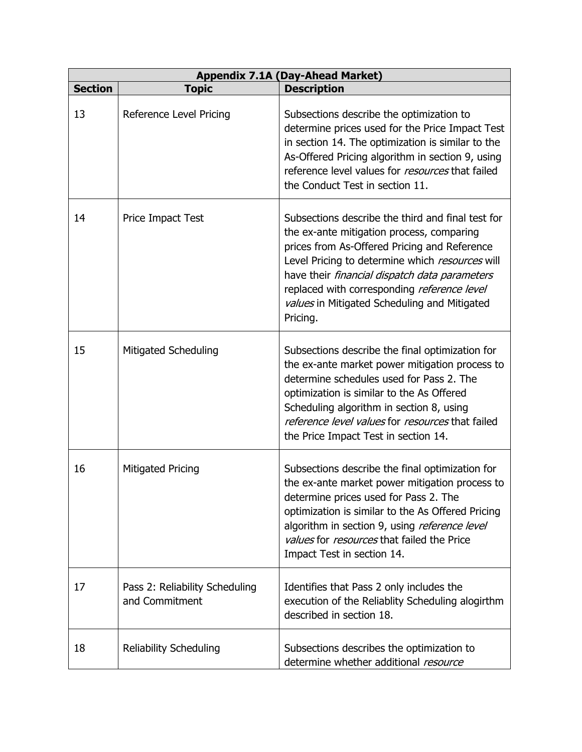| Appendix 7.1A (Day-Ahead Market) | | |
|---|---|---|
| **Section** | **Topic** | **Description** |
| 13 | Reference Level Pricing | Subsections describe the optimization to determine prices used for the Price Impact Test in section 14. The optimization is similar to the As-Offered Pricing algorithm in section 9, using reference level values for *resources* that failed the Conduct Test in section 11. |
| 14 | Price Impact Test | Subsections describe the third and final test for the ex-ante mitigation process, comparing prices from As-Offered Pricing and Reference Level Pricing to determine which *resources* will have their *financial dispatch data parameters* replaced with corresponding *reference level values* in Mitigated Scheduling and Mitigated Pricing. |
| 15 | Mitigated Scheduling | Subsections describe the final optimization for the ex-ante market power mitigation process to determine schedules used for Pass 2. The optimization is similar to the As Offered Scheduling algorithm in section 8, using *reference level values* for *resources* that failed the Price Impact Test in section 14. |
| 16 | Mitigated Pricing | Subsections describe the final optimization for the ex-ante market power mitigation process to determine prices used for Pass 2. The optimization is similar to the As Offered Pricing algorithm in section 9, using *reference level values* for *resources* that failed the Price Impact Test in section 14. |
| 17 | Pass 2: Reliability Scheduling and Commitment | Identifies that Pass 2 only includes the execution of the Reliablity Scheduling alogirthm described in section 18. |
| 18 | Reliability Scheduling | Subsections describes the optimization to determine whether additional *resource* |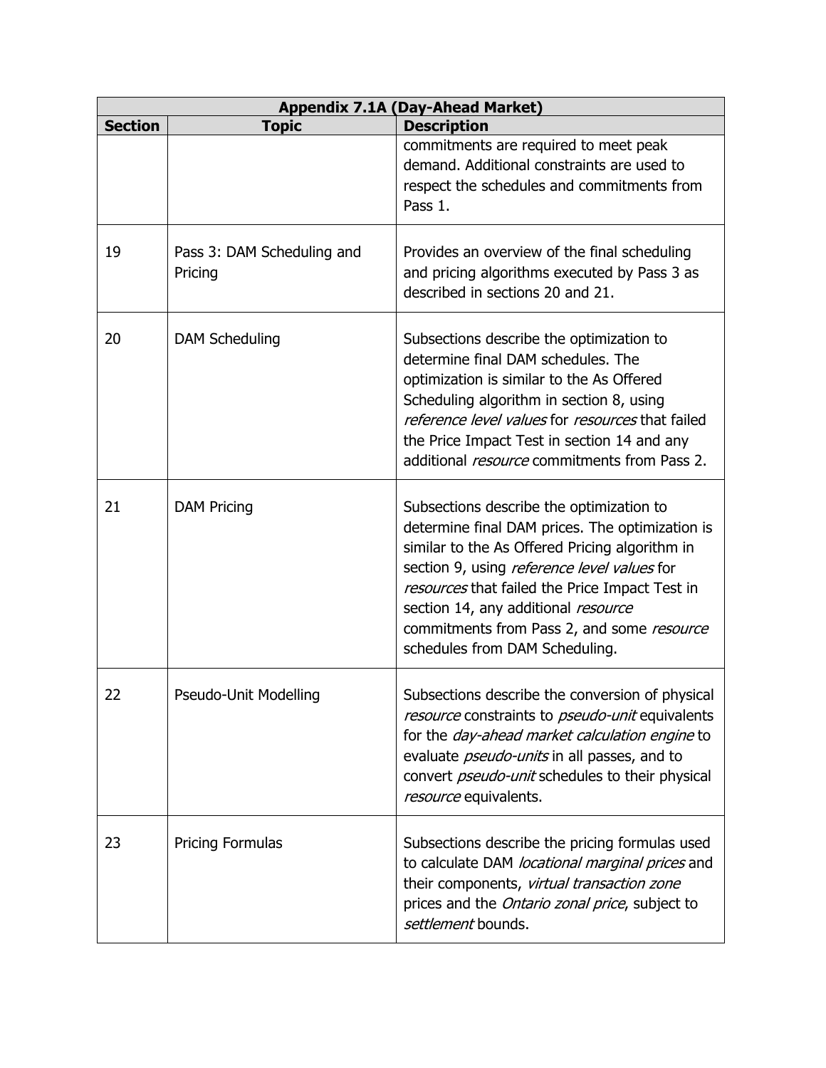| Appendix 7.1A (Day-Ahead Market) | | |
|---|---|---|
| **Section** | **Topic** | **Description** |
| | | commitments are required to meet peak demand. Additional constraints are used to respect the schedules and commitments from Pass 1. |
| 19 | Pass 3: DAM Scheduling and Pricing | Provides an overview of the final scheduling and pricing algorithms executed by Pass 3 as described in sections 20 and 21. |
| 20 | DAM Scheduling | Subsections describe the optimization to determine final DAM schedules. The optimization is similar to the As Offered Scheduling algorithm in section 8, using *reference level values* for *resources* that failed the Price Impact Test in section 14 and any additional *resource* commitments from Pass 2. |
| 21 | DAM Pricing | Subsections describe the optimization to determine final DAM prices. The optimization is similar to the As Offered Pricing algorithm in section 9, using *reference level values* for *resources* that failed the Price Impact Test in section 14, any additional *resource* commitments from Pass 2, and some *resource* schedules from DAM Scheduling. |
| 22 | Pseudo-Unit Modelling | Subsections describe the conversion of physical *resource* constraints to *pseudo-unit* equivalents for the *day-ahead market calculation engine* to evaluate *pseudo-units* in all passes, and to convert *pseudo-unit* schedules to their physical *resource* equivalents. |
| 23 | Pricing Formulas | Subsections describe the pricing formulas used to calculate DAM *locational marginal prices* and their components, *virtual transaction zone* prices and the *Ontario zonal price*, subject to *settlement* bounds. |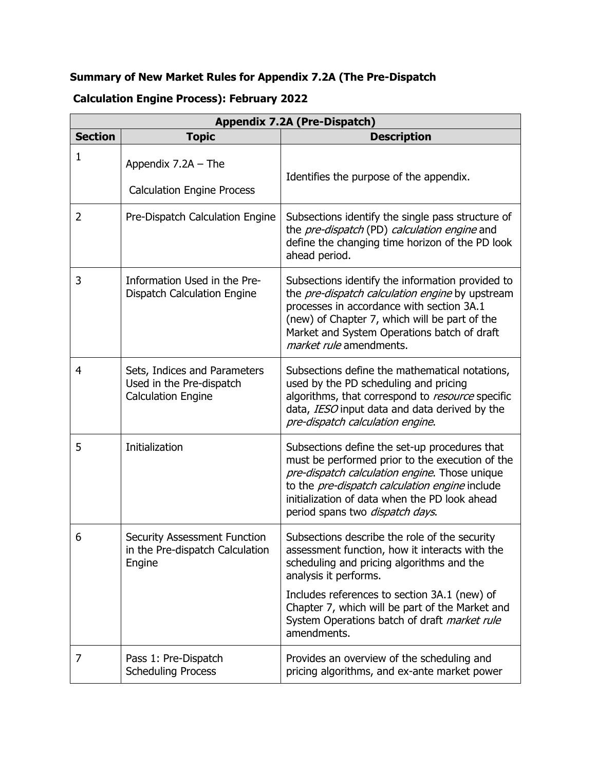**Summary of New Market Rules for Appendix 7.2A (The Pre-Dispatch Calculation Engine Process): February 2022**

| Appendix 7.2A (Pre-Dispatch) | | |
|---|---|---|
| **Section** | **Topic** | **Description** |
| 1 | Appendix 7.2A – The Calculation Engine Process | Identifies the purpose of the appendix. |
| 2 | Pre-Dispatch Calculation Engine | Subsections identify the single pass structure of the *pre-dispatch* (PD) *calculation engine* and define the changing time horizon of the PD look ahead period. |
| 3 | Information Used in the Pre-Dispatch Calculation Engine | Subsections identify the information provided to the *pre-dispatch calculation engine* by upstream processes in accordance with section 3A.1 (new) of Chapter 7, which will be part of the Market and System Operations batch of draft *market rule* amendments. |
| 4 | Sets, Indices and Parameters Used in the Pre-dispatch Calculation Engine | Subsections define the mathematical notations, used by the PD scheduling and pricing algorithms, that correspond to *resource* specific data, *IESO* input data and data derived by the *pre-dispatch calculation engine*. |
| 5 | Initialization | Subsections define the set-up procedures that must be performed prior to the execution of the *pre-dispatch calculation engine*. Those unique to the *pre-dispatch calculation engine* include initialization of data when the PD look ahead period spans two *dispatch days*. |
| 6 | Security Assessment Function in the Pre-dispatch Calculation Engine | Subsections describe the role of the security assessment function, how it interacts with the scheduling and pricing algorithms and the analysis it performs.<br><br>Includes references to section 3A.1 (new) of Chapter 7, which will be part of the Market and System Operations batch of draft *market rule* amendments. |
| 7 | Pass 1: Pre-Dispatch Scheduling Process | Provides an overview of the scheduling and pricing algorithms, and ex-ante market power |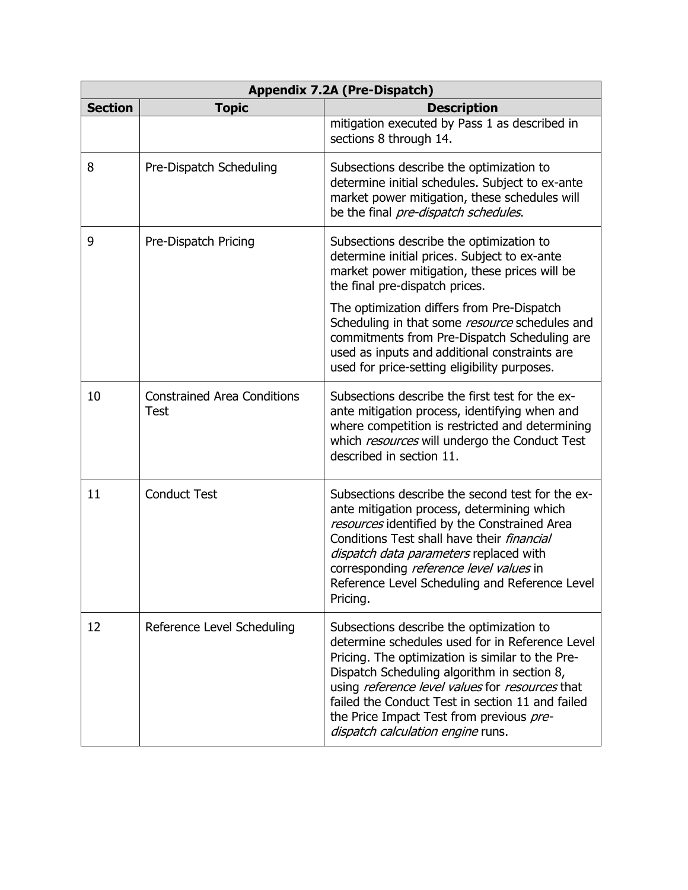| Appendix 7.2A (Pre-Dispatch) | | |
|---|---|---|
| **Section** | **Topic** | **Description** |
| | | mitigation executed by Pass 1 as described in sections 8 through 14. |
| 8 | Pre-Dispatch Scheduling | Subsections describe the optimization to determine initial schedules. Subject to ex-ante market power mitigation, these schedules will be the final *pre-dispatch schedules*. |
| 9 | Pre-Dispatch Pricing | Subsections describe the optimization to determine initial prices. Subject to ex-ante market power mitigation, these prices will be the final pre-dispatch prices.<br><br>The optimization differs from Pre-Dispatch Scheduling in that some *resource* schedules and commitments from Pre-Dispatch Scheduling are used as inputs and additional constraints are used for price-setting eligibility purposes. |
| 10 | Constrained Area Conditions Test | Subsections describe the first test for the ex-ante mitigation process, identifying when and where competition is restricted and determining which *resources* will undergo the Conduct Test described in section 11. |
| 11 | Conduct Test | Subsections describe the second test for the ex-ante mitigation process, determining which *resources* identified by the Constrained Area Conditions Test shall have their *financial dispatch data parameters* replaced with corresponding *reference level values* in Reference Level Scheduling and Reference Level Pricing. |
| 12 | Reference Level Scheduling | Subsections describe the optimization to determine schedules used for in Reference Level Pricing. The optimization is similar to the Pre-Dispatch Scheduling algorithm in section 8, using *reference level values* for *resources* that failed the Conduct Test in section 11 and failed the Price Impact Test from previous *pre-dispatch calculation engine* runs. |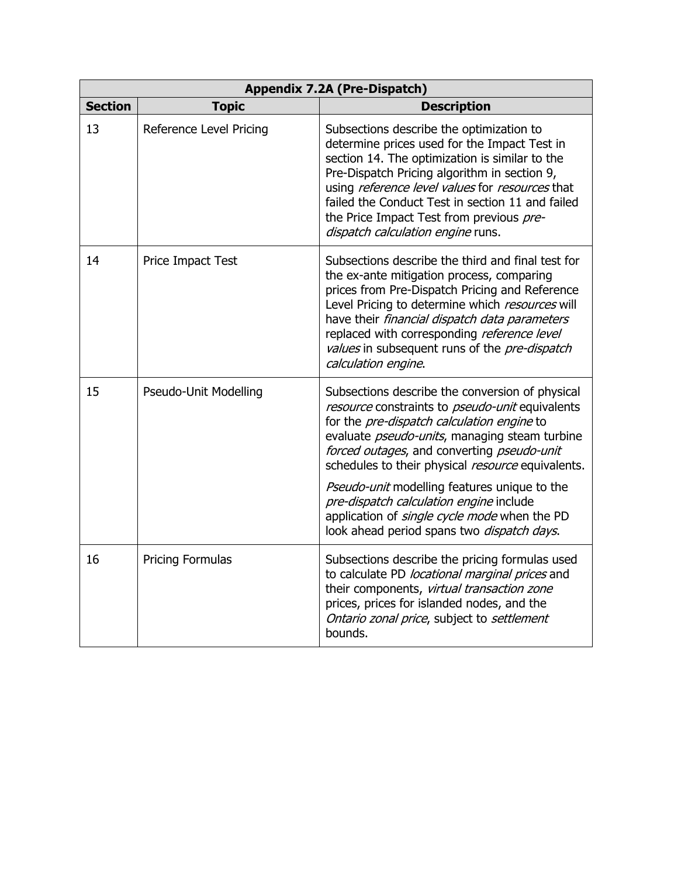| Appendix 7.2A (Pre-Dispatch) | | |
|---|---|---|
| **Section** | **Topic** | **Description** |
| 13 | Reference Level Pricing | Subsections describe the optimization to determine prices used for the Impact Test in section 14. The optimization is similar to the Pre-Dispatch Pricing algorithm in section 9, using *reference level values* for *resources* that failed the Conduct Test in section 11 and failed the Price Impact Test from previous *pre-dispatch calculation engine* runs. |
| 14 | Price Impact Test | Subsections describe the third and final test for the ex-ante mitigation process, comparing prices from Pre-Dispatch Pricing and Reference Level Pricing to determine which *resources* will have their *financial dispatch data parameters* replaced with corresponding *reference level values* in subsequent runs of the *pre-dispatch calculation engine*. |
| 15 | Pseudo-Unit Modelling | Subsections describe the conversion of physical *resource* constraints to *pseudo-unit* equivalents for the *pre-dispatch calculation engine* to evaluate *pseudo-units*, managing steam turbine *forced outages*, and converting *pseudo-unit* schedules to their physical *resource* equivalents.<br><br>*Pseudo-unit* modelling features unique to the *pre-dispatch calculation engine* include application of *single cycle mode* when the PD look ahead period spans two *dispatch days*. |
| 16 | Pricing Formulas | Subsections describe the pricing formulas used to calculate PD *locational marginal prices* and their components, *virtual transaction zone* prices, prices for islanded nodes, and the *Ontario zonal price*, subject to *settlement* bounds. |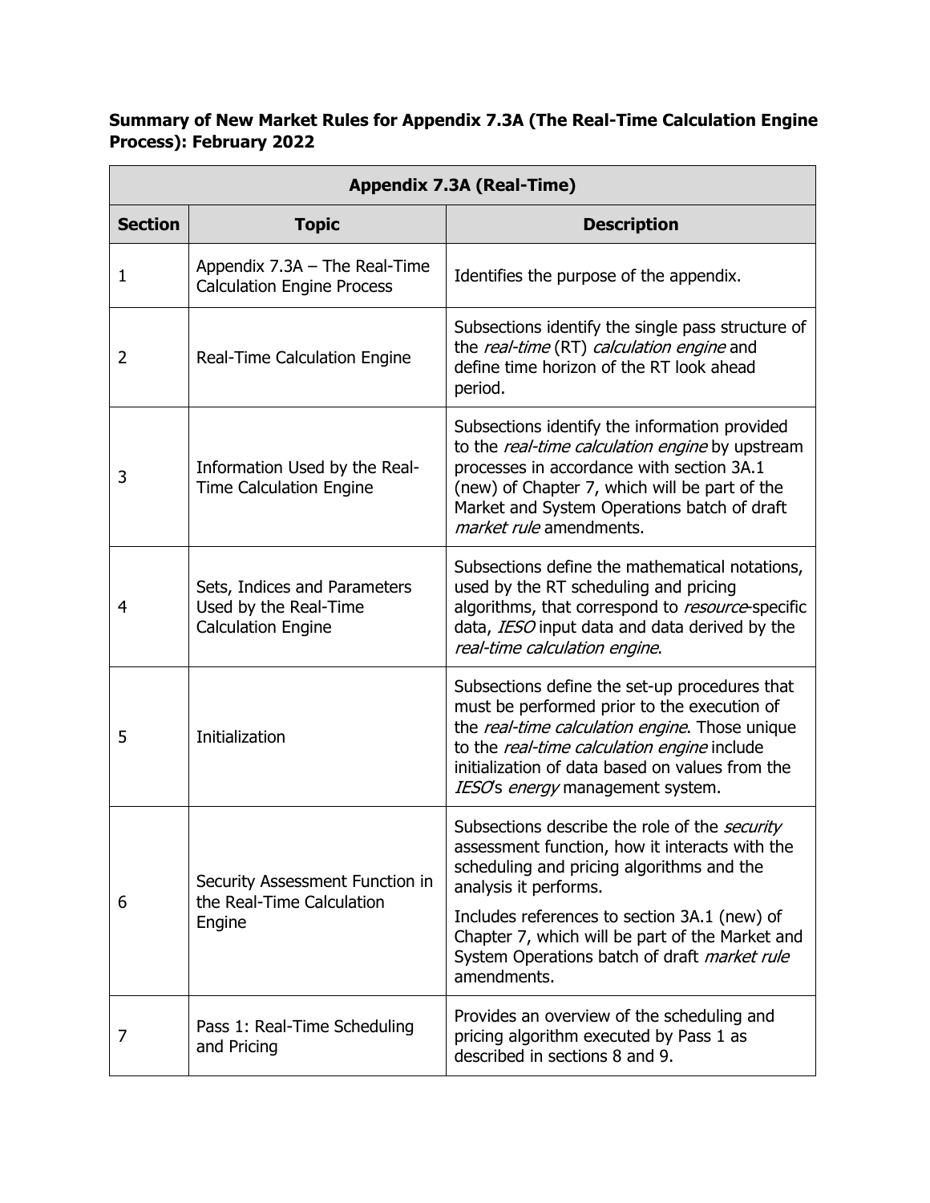**Summary of New Market Rules for Appendix 7.3A (The Real-Time Calculation Engine Process): February 2022**

| Appendix 7.3A (Real-Time) | | |
|---|---|---|
| **Section** | **Topic** | **Description** |
| 1 | Appendix 7.3A – The Real-Time Calculation Engine Process | Identifies the purpose of the appendix. |
| 2 | Real-Time Calculation Engine | Subsections identify the single pass structure of the *real-time* (RT) *calculation engine* and define time horizon of the RT look ahead period. |
| 3 | Information Used by the Real-Time Calculation Engine | Subsections identify the information provided to the *real-time calculation engine* by upstream processes in accordance with section 3A.1 (new) of Chapter 7, which will be part of the Market and System Operations batch of draft *market rule* amendments. |
| 4 | Sets, Indices and Parameters Used by the Real-Time Calculation Engine | Subsections define the mathematical notations, used by the RT scheduling and pricing algorithms, that correspond to *resource*-specific data, *IESO* input data and data derived by the *real-time calculation engine*. |
| 5 | Initialization | Subsections define the set-up procedures that must be performed prior to the execution of the *real-time calculation engine*. Those unique to the *real-time calculation engine* include initialization of data based on values from the *IESO*'s *energy* management system. |
| 6 | Security Assessment Function in the Real-Time Calculation Engine | Subsections describe the role of the *security* assessment function, how it interacts with the scheduling and pricing algorithms and the analysis it performs.<br><br>Includes references to section 3A.1 (new) of Chapter 7, which will be part of the Market and System Operations batch of draft *market rule* amendments. |
| 7 | Pass 1: Real-Time Scheduling and Pricing | Provides an overview of the scheduling and pricing algorithm executed by Pass 1 as described in sections 8 and 9. |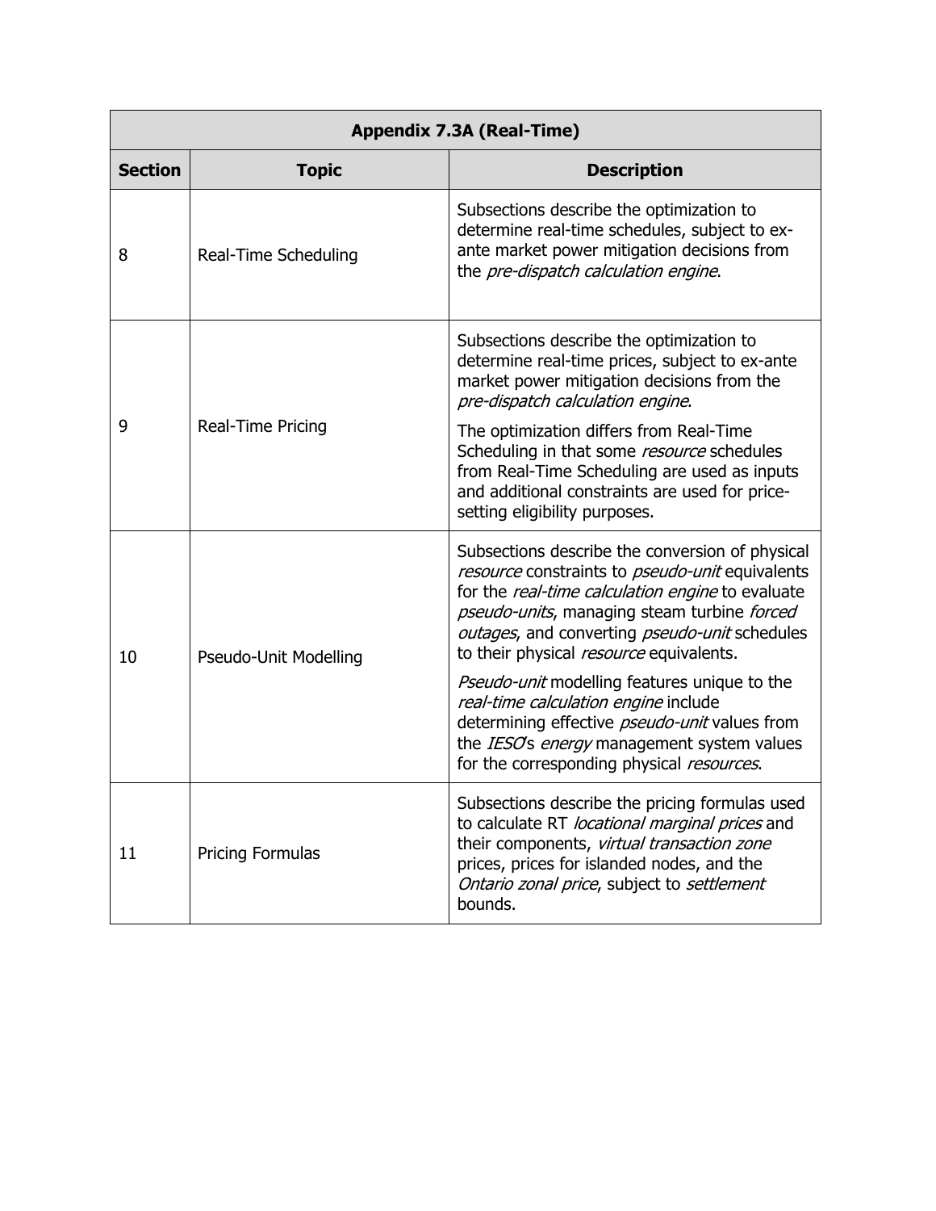| Appendix 7.3A (Real-Time) | | |
|---|---|---|
| **Section** | **Topic** | **Description** |
| 8 | Real-Time Scheduling | Subsections describe the optimization to determine real-time schedules, subject to ex-ante market power mitigation decisions from the *pre-dispatch calculation engine*. |
| 9 | Real-Time Pricing | Subsections describe the optimization to determine real-time prices, subject to ex-ante market power mitigation decisions from the *pre-dispatch calculation engine*.<br><br>The optimization differs from Real-Time Scheduling in that some *resource* schedules from Real-Time Scheduling are used as inputs and additional constraints are used for price-setting eligibility purposes. |
| 10 | Pseudo-Unit Modelling | Subsections describe the conversion of physical *resource* constraints to *pseudo-unit* equivalents for the *real-time calculation engine* to evaluate *pseudo-units*, managing steam turbine *forced outages*, and converting *pseudo-unit* schedules to their physical *resource* equivalents.<br><br>*Pseudo-unit* modelling features unique to the *real-time calculation engine* include determining effective *pseudo-unit* values from the *IESO*'s *energy* management system values for the corresponding physical *resources*. |
| 11 | Pricing Formulas | Subsections describe the pricing formulas used to calculate RT *locational marginal prices* and their components, *virtual transaction zone* prices, prices for islanded nodes, and the *Ontario zonal price*, subject to *settlement* bounds. |